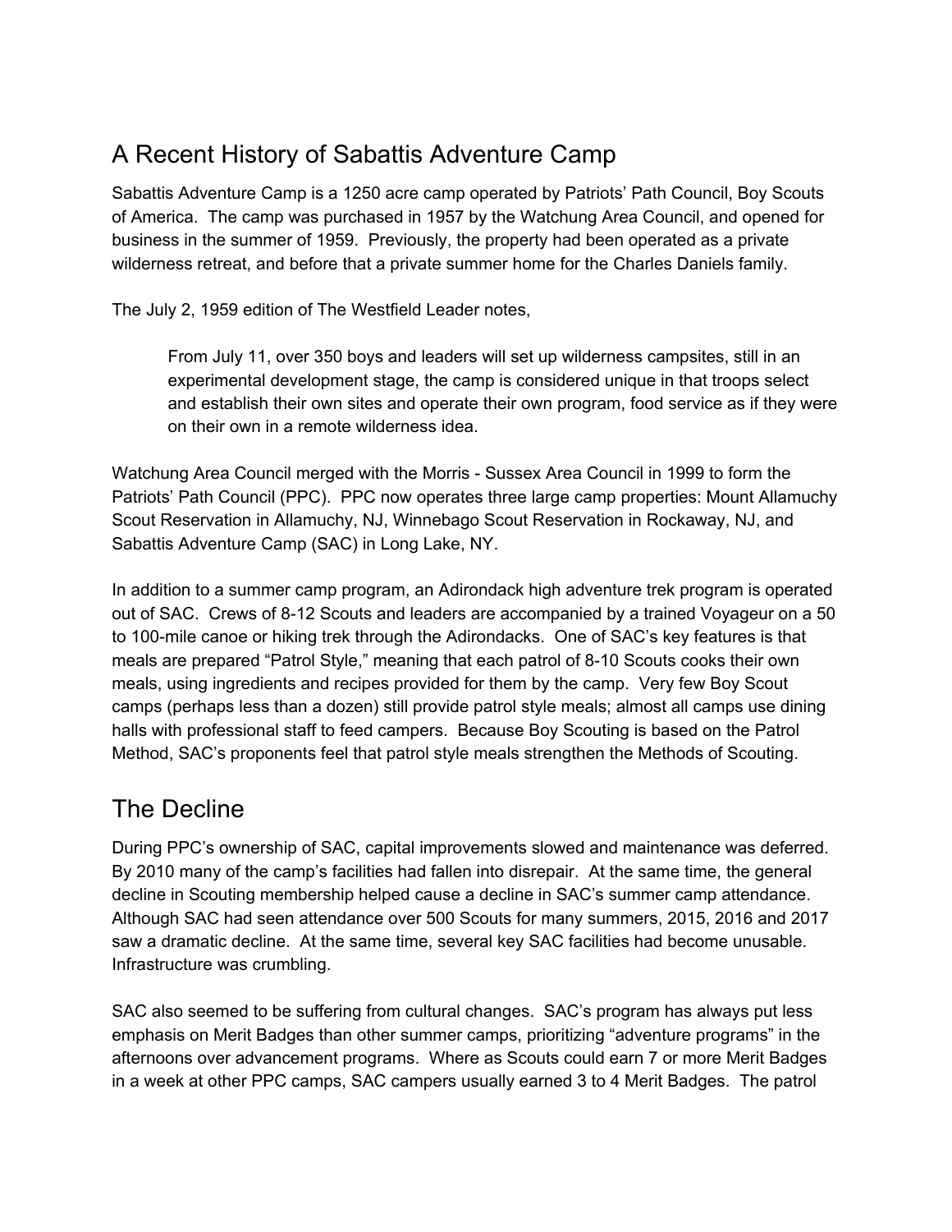# A Recent History of Sabattis Adventure Camp

Sabattis Adventure Camp is a 1250 acre camp operated by Patriots' Path Council, Boy Scouts of America. The camp was purchased in 1957 by the Watchung Area Council, and opened for business in the summer of 1959. Previously, the property had been operated as a private wilderness retreat, and before that a private summer home for the Charles Daniels family.

The July 2, 1959 edition of The Westfield Leader notes,

> From July 11, over 350 boys and leaders will set up wilderness campsites, still in an experimental development stage, the camp is considered unique in that troops select and establish their own sites and operate their own program, food service as if they were on their own in a remote wilderness idea.

Watchung Area Council merged with the Morris - Sussex Area Council in 1999 to form the Patriots' Path Council (PPC). PPC now operates three large camp properties: Mount Allamuchy Scout Reservation in Allamuchy, NJ, Winnebago Scout Reservation in Rockaway, NJ, and Sabattis Adventure Camp (SAC) in Long Lake, NY.

In addition to a summer camp program, an Adirondack high adventure trek program is operated out of SAC. Crews of 8-12 Scouts and leaders are accompanied by a trained Voyageur on a 50 to 100-mile canoe or hiking trek through the Adirondacks. One of SAC's key features is that meals are prepared "Patrol Style," meaning that each patrol of 8-10 Scouts cooks their own meals, using ingredients and recipes provided for them by the camp. Very few Boy Scout camps (perhaps less than a dozen) still provide patrol style meals; almost all camps use dining halls with professional staff to feed campers. Because Boy Scouting is based on the Patrol Method, SAC's proponents feel that patrol style meals strengthen the Methods of Scouting.

# The Decline

During PPC's ownership of SAC, capital improvements slowed and maintenance was deferred. By 2010 many of the camp's facilities had fallen into disrepair. At the same time, the general decline in Scouting membership helped cause a decline in SAC's summer camp attendance. Although SAC had seen attendance over 500 Scouts for many summers, 2015, 2016 and 2017 saw a dramatic decline. At the same time, several key SAC facilities had become unusable. Infrastructure was crumbling.

SAC also seemed to be suffering from cultural changes. SAC's program has always put less emphasis on Merit Badges than other summer camps, prioritizing "adventure programs" in the afternoons over advancement programs. Where as Scouts could earn 7 or more Merit Badges in a week at other PPC camps, SAC campers usually earned 3 to 4 Merit Badges. The patrol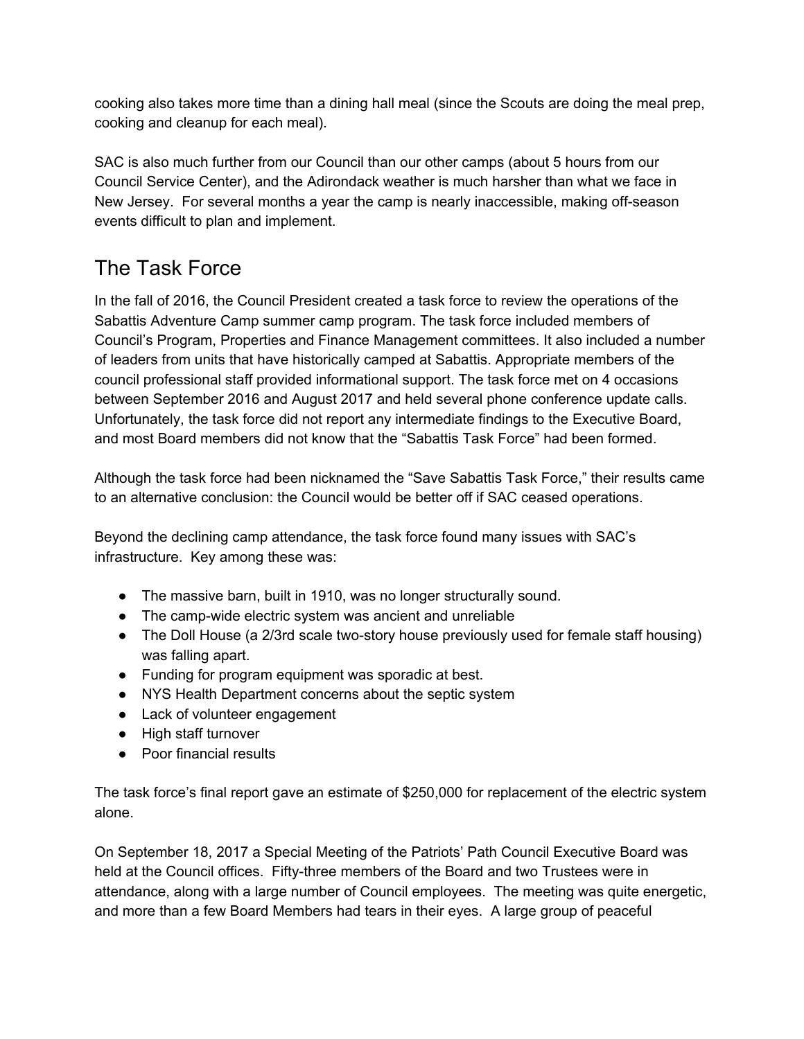cooking also takes more time than a dining hall meal (since the Scouts are doing the meal prep, cooking and cleanup for each meal).

SAC is also much further from our Council than our other camps (about 5 hours from our Council Service Center), and the Adirondack weather is much harsher than what we face in New Jersey. For several months a year the camp is nearly inaccessible, making off-season events difficult to plan and implement.

## The Task Force

In the fall of 2016, the Council President created a task force to review the operations of the Sabattis Adventure Camp summer camp program. The task force included members of Council's Program, Properties and Finance Management committees. It also included a number of leaders from units that have historically camped at Sabattis. Appropriate members of the council professional staff provided informational support. The task force met on 4 occasions between September 2016 and August 2017 and held several phone conference update calls. Unfortunately, the task force did not report any intermediate findings to the Executive Board, and most Board members did not know that the "Sabattis Task Force" had been formed.

Although the task force had been nicknamed the "Save Sabattis Task Force," their results came to an alternative conclusion: the Council would be better off if SAC ceased operations.

Beyond the declining camp attendance, the task force found many issues with SAC's infrastructure. Key among these was:

- The massive barn, built in 1910, was no longer structurally sound.
- The camp-wide electric system was ancient and unreliable
- The Doll House (a 2/3rd scale two-story house previously used for female staff housing) was falling apart.
- Funding for program equipment was sporadic at best.
- NYS Health Department concerns about the septic system
- Lack of volunteer engagement
- High staff turnover
- Poor financial results

The task force's final report gave an estimate of $250,000 for replacement of the electric system alone.

On September 18, 2017 a Special Meeting of the Patriots' Path Council Executive Board was held at the Council offices. Fifty-three members of the Board and two Trustees were in attendance, along with a large number of Council employees. The meeting was quite energetic, and more than a few Board Members had tears in their eyes. A large group of peaceful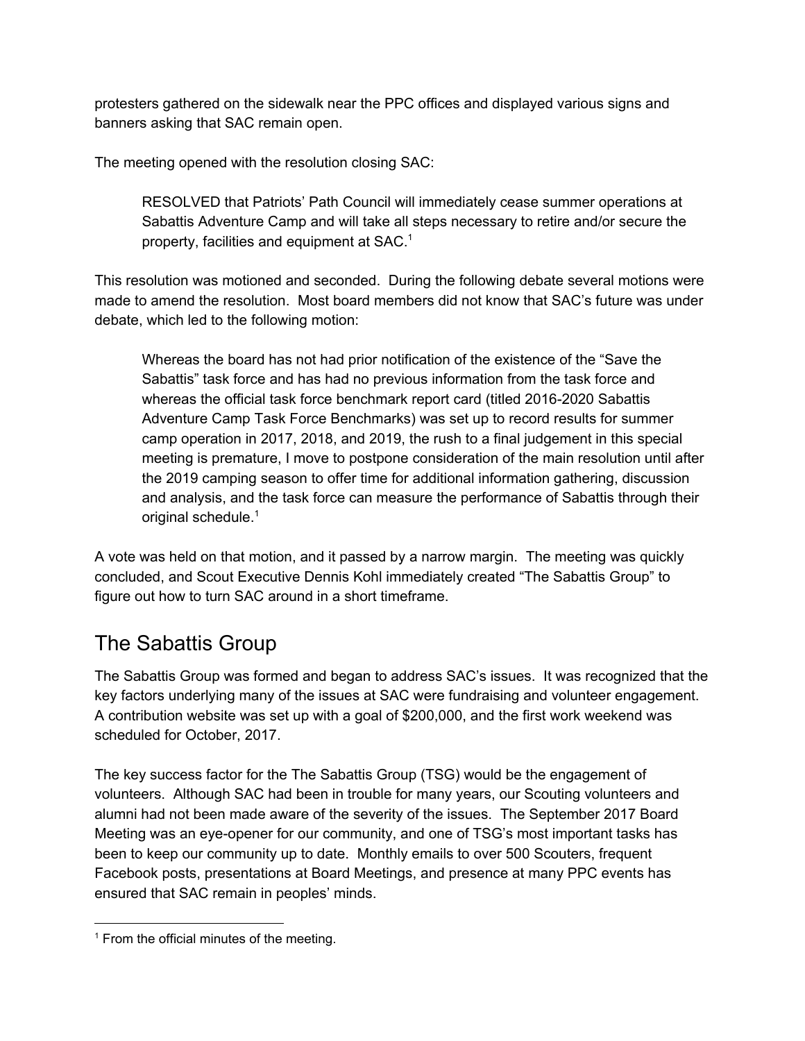protesters gathered on the sidewalk near the PPC offices and displayed various signs and banners asking that SAC remain open.

The meeting opened with the resolution closing SAC:

> RESOLVED that Patriots' Path Council will immediately cease summer operations at Sabattis Adventure Camp and will take all steps necessary to retire and/or secure the property, facilities and equipment at SAC.[1]

This resolution was motioned and seconded. During the following debate several motions were made to amend the resolution. Most board members did not know that SAC's future was under debate, which led to the following motion:

> Whereas the board has not had prior notification of the existence of the "Save the Sabattis" task force and has had no previous information from the task force and whereas the official task force benchmark report card (titled 2016-2020 Sabattis Adventure Camp Task Force Benchmarks) was set up to record results for summer camp operation in 2017, 2018, and 2019, the rush to a final judgement in this special meeting is premature, I move to postpone consideration of the main resolution until after the 2019 camping season to offer time for additional information gathering, discussion and analysis, and the task force can measure the performance of Sabattis through their original schedule.[1]

A vote was held on that motion, and it passed by a narrow margin. The meeting was quickly concluded, and Scout Executive Dennis Kohl immediately created "The Sabattis Group" to figure out how to turn SAC around in a short timeframe.

## The Sabattis Group

The Sabattis Group was formed and began to address SAC's issues. It was recognized that the key factors underlying many of the issues at SAC were fundraising and volunteer engagement. A contribution website was set up with a goal of $200,000, and the first work weekend was scheduled for October, 2017.

The key success factor for the The Sabattis Group (TSG) would be the engagement of volunteers. Although SAC had been in trouble for many years, our Scouting volunteers and alumni had not been made aware of the severity of the issues. The September 2017 Board Meeting was an eye-opener for our community, and one of TSG's most important tasks has been to keep our community up to date. Monthly emails to over 500 Scouters, frequent Facebook posts, presentations at Board Meetings, and presence at many PPC events has ensured that SAC remain in peoples' minds.

---

[1] From the official minutes of the meeting.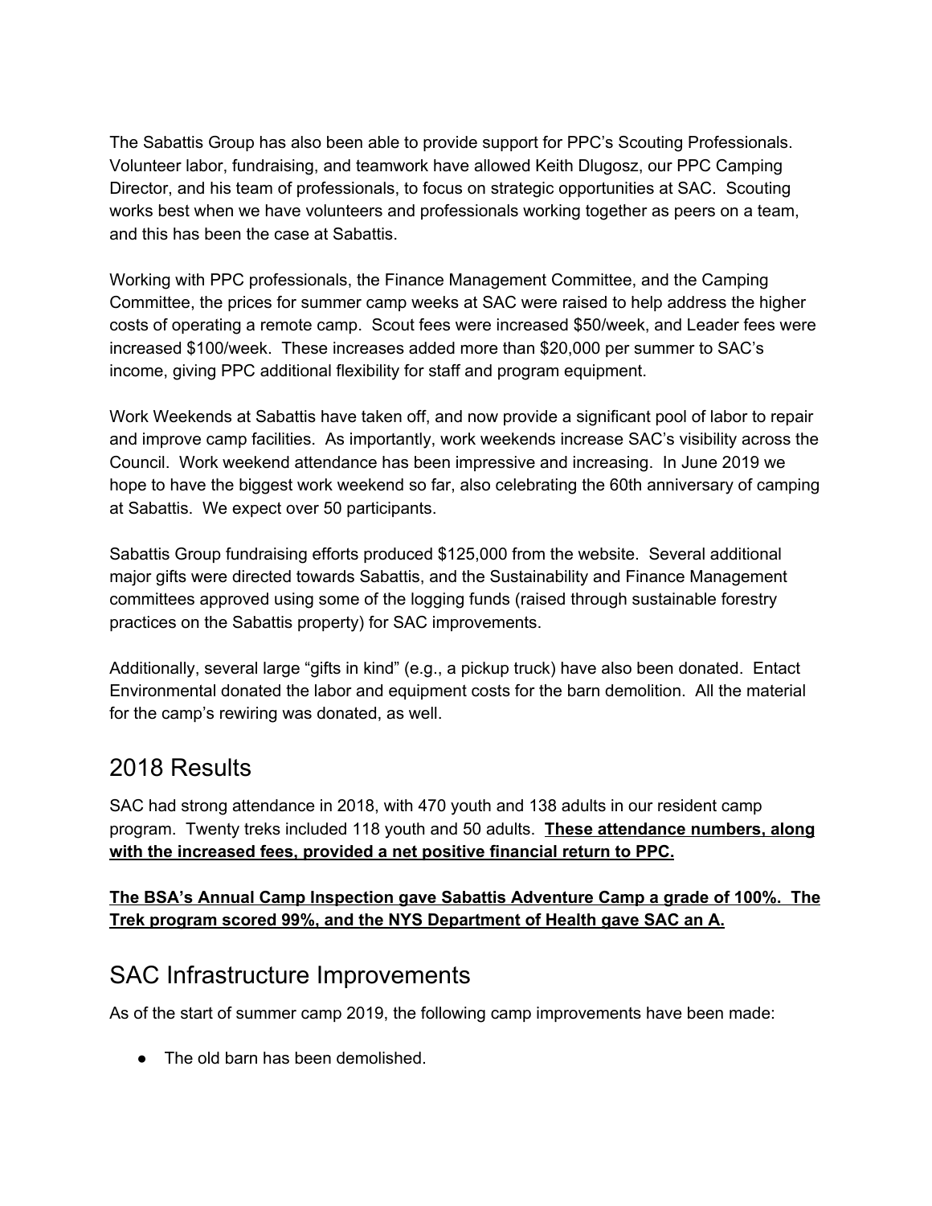The Sabattis Group has also been able to provide support for PPC's Scouting Professionals. Volunteer labor, fundraising, and teamwork have allowed Keith Dlugosz, our PPC Camping Director, and his team of professionals, to focus on strategic opportunities at SAC. Scouting works best when we have volunteers and professionals working together as peers on a team, and this has been the case at Sabattis.

Working with PPC professionals, the Finance Management Committee, and the Camping Committee, the prices for summer camp weeks at SAC were raised to help address the higher costs of operating a remote camp. Scout fees were increased $50/week, and Leader fees were increased $100/week. These increases added more than $20,000 per summer to SAC's income, giving PPC additional flexibility for staff and program equipment.

Work Weekends at Sabattis have taken off, and now provide a significant pool of labor to repair and improve camp facilities. As importantly, work weekends increase SAC's visibility across the Council. Work weekend attendance has been impressive and increasing. In June 2019 we hope to have the biggest work weekend so far, also celebrating the 60th anniversary of camping at Sabattis. We expect over 50 participants.

Sabattis Group fundraising efforts produced $125,000 from the website. Several additional major gifts were directed towards Sabattis, and the Sustainability and Finance Management committees approved using some of the logging funds (raised through sustainable forestry practices on the Sabattis property) for SAC improvements.

Additionally, several large "gifts in kind" (e.g., a pickup truck) have also been donated. Entact Environmental donated the labor and equipment costs for the barn demolition. All the material for the camp's rewiring was donated, as well.

## 2018 Results

SAC had strong attendance in 2018, with 470 youth and 138 adults in our resident camp program. Twenty treks included 118 youth and 50 adults. **These attendance numbers, along with the increased fees, provided a net positive financial return to PPC.**

**The BSA's Annual Camp Inspection gave Sabattis Adventure Camp a grade of 100%. The Trek program scored 99%, and the NYS Department of Health gave SAC an A.**

## SAC Infrastructure Improvements

As of the start of summer camp 2019, the following camp improvements have been made:

- The old barn has been demolished.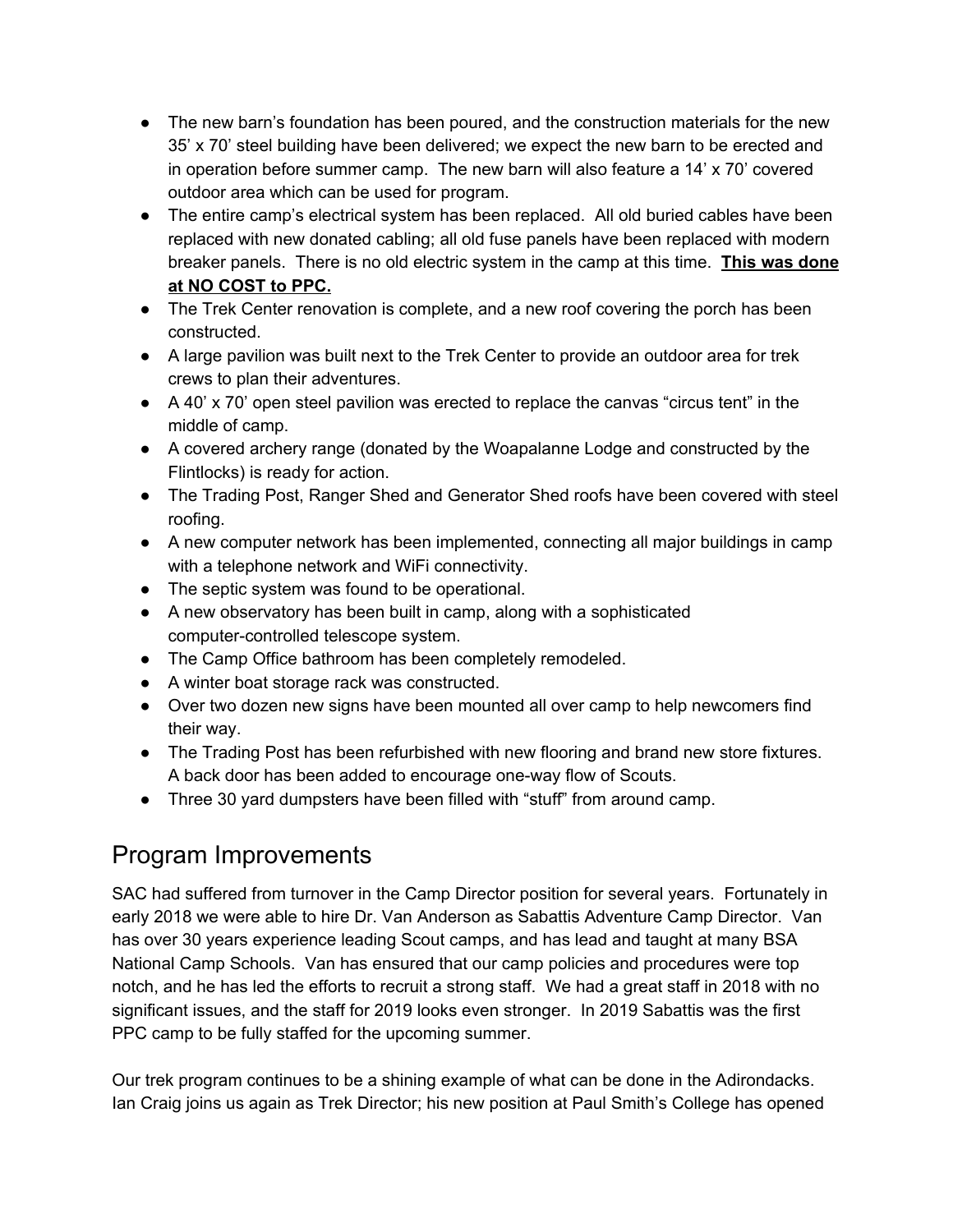- The new barn's foundation has been poured, and the construction materials for the new 35' x 70' steel building have been delivered; we expect the new barn to be erected and in operation before summer camp. The new barn will also feature a 14' x 70' covered outdoor area which can be used for program.
- The entire camp's electrical system has been replaced. All old buried cables have been replaced with new donated cabling; all old fuse panels have been replaced with modern breaker panels. There is no old electric system in the camp at this time. **This was done at NO COST to PPC.**
- The Trek Center renovation is complete, and a new roof covering the porch has been constructed.
- A large pavilion was built next to the Trek Center to provide an outdoor area for trek crews to plan their adventures.
- A 40' x 70' open steel pavilion was erected to replace the canvas "circus tent" in the middle of camp.
- A covered archery range (donated by the Woapalanne Lodge and constructed by the Flintlocks) is ready for action.
- The Trading Post, Ranger Shed and Generator Shed roofs have been covered with steel roofing.
- A new computer network has been implemented, connecting all major buildings in camp with a telephone network and WiFi connectivity.
- The septic system was found to be operational.
- A new observatory has been built in camp, along with a sophisticated computer-controlled telescope system.
- The Camp Office bathroom has been completely remodeled.
- A winter boat storage rack was constructed.
- Over two dozen new signs have been mounted all over camp to help newcomers find their way.
- The Trading Post has been refurbished with new flooring and brand new store fixtures. A back door has been added to encourage one-way flow of Scouts.
- Three 30 yard dumpsters have been filled with "stuff" from around camp.

## Program Improvements

SAC had suffered from turnover in the Camp Director position for several years. Fortunately in early 2018 we were able to hire Dr. Van Anderson as Sabattis Adventure Camp Director. Van has over 30 years experience leading Scout camps, and has lead and taught at many BSA National Camp Schools. Van has ensured that our camp policies and procedures were top notch, and he has led the efforts to recruit a strong staff. We had a great staff in 2018 with no significant issues, and the staff for 2019 looks even stronger. In 2019 Sabattis was the first PPC camp to be fully staffed for the upcoming summer.

Our trek program continues to be a shining example of what can be done in the Adirondacks. Ian Craig joins us again as Trek Director; his new position at Paul Smith's College has opened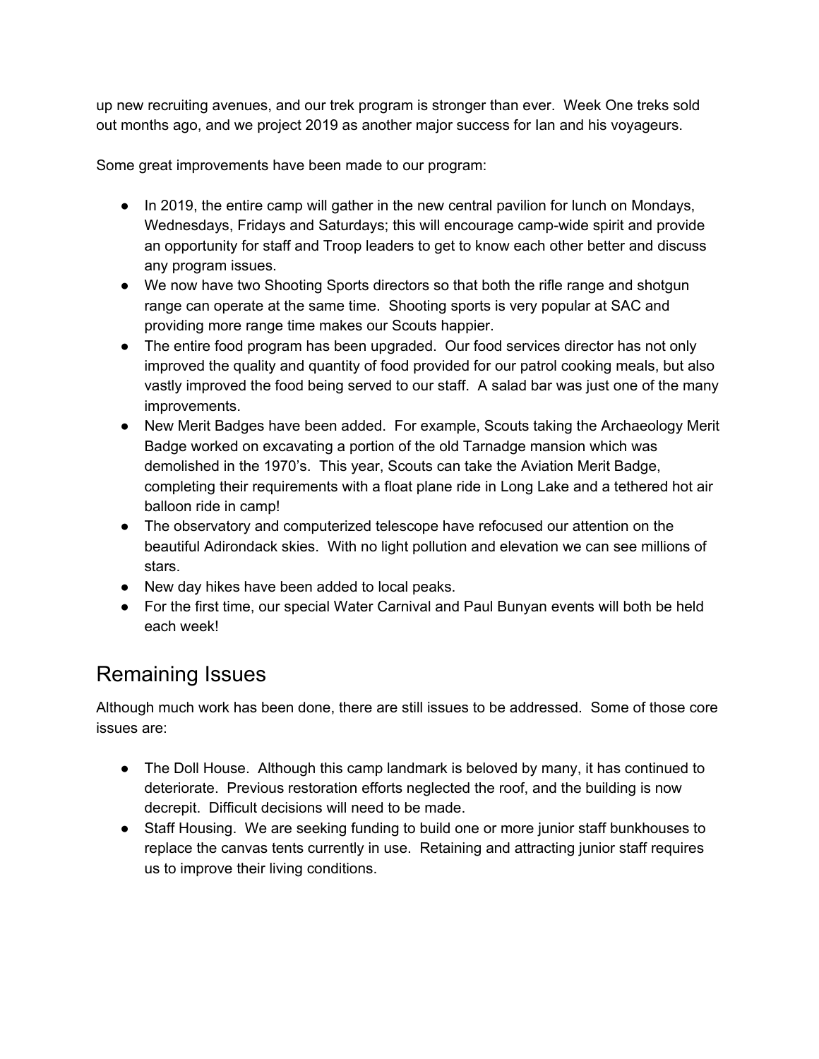up new recruiting avenues, and our trek program is stronger than ever.  Week One treks sold out months ago, and we project 2019 as another major success for Ian and his voyageurs.

Some great improvements have been made to our program:

- In 2019, the entire camp will gather in the new central pavilion for lunch on Mondays, Wednesdays, Fridays and Saturdays; this will encourage camp-wide spirit and provide an opportunity for staff and Troop leaders to get to know each other better and discuss any program issues.
- We now have two Shooting Sports directors so that both the rifle range and shotgun range can operate at the same time.  Shooting sports is very popular at SAC and providing more range time makes our Scouts happier.
- The entire food program has been upgraded.  Our food services director has not only improved the quality and quantity of food provided for our patrol cooking meals, but also vastly improved the food being served to our staff.  A salad bar was just one of the many improvements.
- New Merit Badges have been added.  For example, Scouts taking the Archaeology Merit Badge worked on excavating a portion of the old Tarnadge mansion which was demolished in the 1970's.  This year, Scouts can take the Aviation Merit Badge, completing their requirements with a float plane ride in Long Lake and a tethered hot air balloon ride in camp!
- The observatory and computerized telescope have refocused our attention on the beautiful Adirondack skies.  With no light pollution and elevation we can see millions of stars.
- New day hikes have been added to local peaks.
- For the first time, our special Water Carnival and Paul Bunyan events will both be held each week!

## Remaining Issues

Although much work has been done, there are still issues to be addressed.  Some of those core issues are:

- The Doll House.  Although this camp landmark is beloved by many, it has continued to deteriorate.  Previous restoration efforts neglected the roof, and the building is now decrepit.  Difficult decisions will need to be made.
- Staff Housing.  We are seeking funding to build one or more junior staff bunkhouses to replace the canvas tents currently in use.  Retaining and attracting junior staff requires us to improve their living conditions.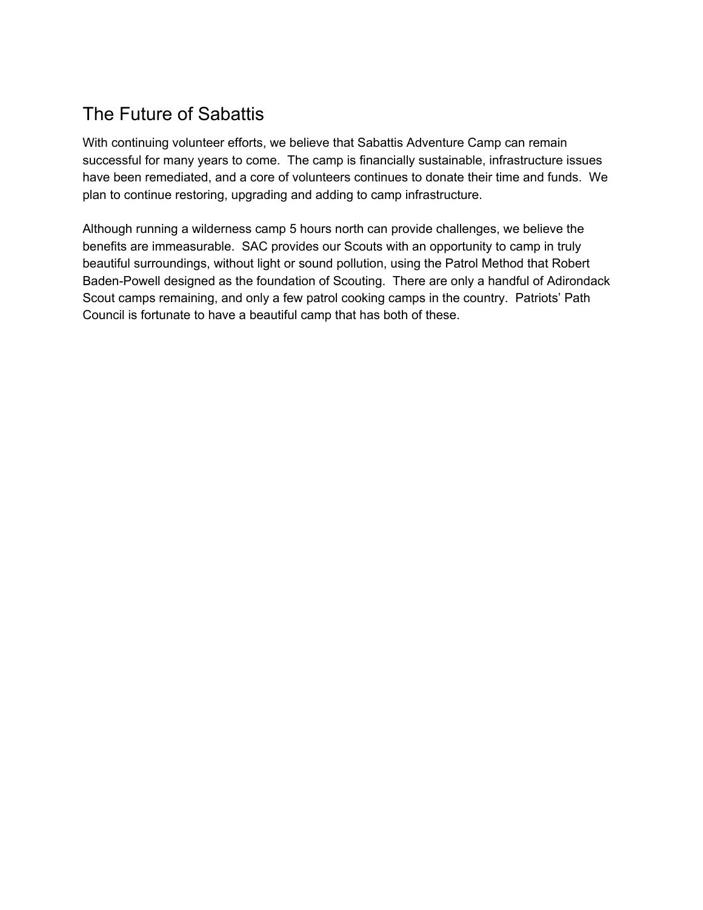## The Future of Sabattis

With continuing volunteer efforts, we believe that Sabattis Adventure Camp can remain successful for many years to come. The camp is financially sustainable, infrastructure issues have been remediated, and a core of volunteers continues to donate their time and funds. We plan to continue restoring, upgrading and adding to camp infrastructure.

Although running a wilderness camp 5 hours north can provide challenges, we believe the benefits are immeasurable. SAC provides our Scouts with an opportunity to camp in truly beautiful surroundings, without light or sound pollution, using the Patrol Method that Robert Baden-Powell designed as the foundation of Scouting. There are only a handful of Adirondack Scout camps remaining, and only a few patrol cooking camps in the country. Patriots' Path Council is fortunate to have a beautiful camp that has both of these.